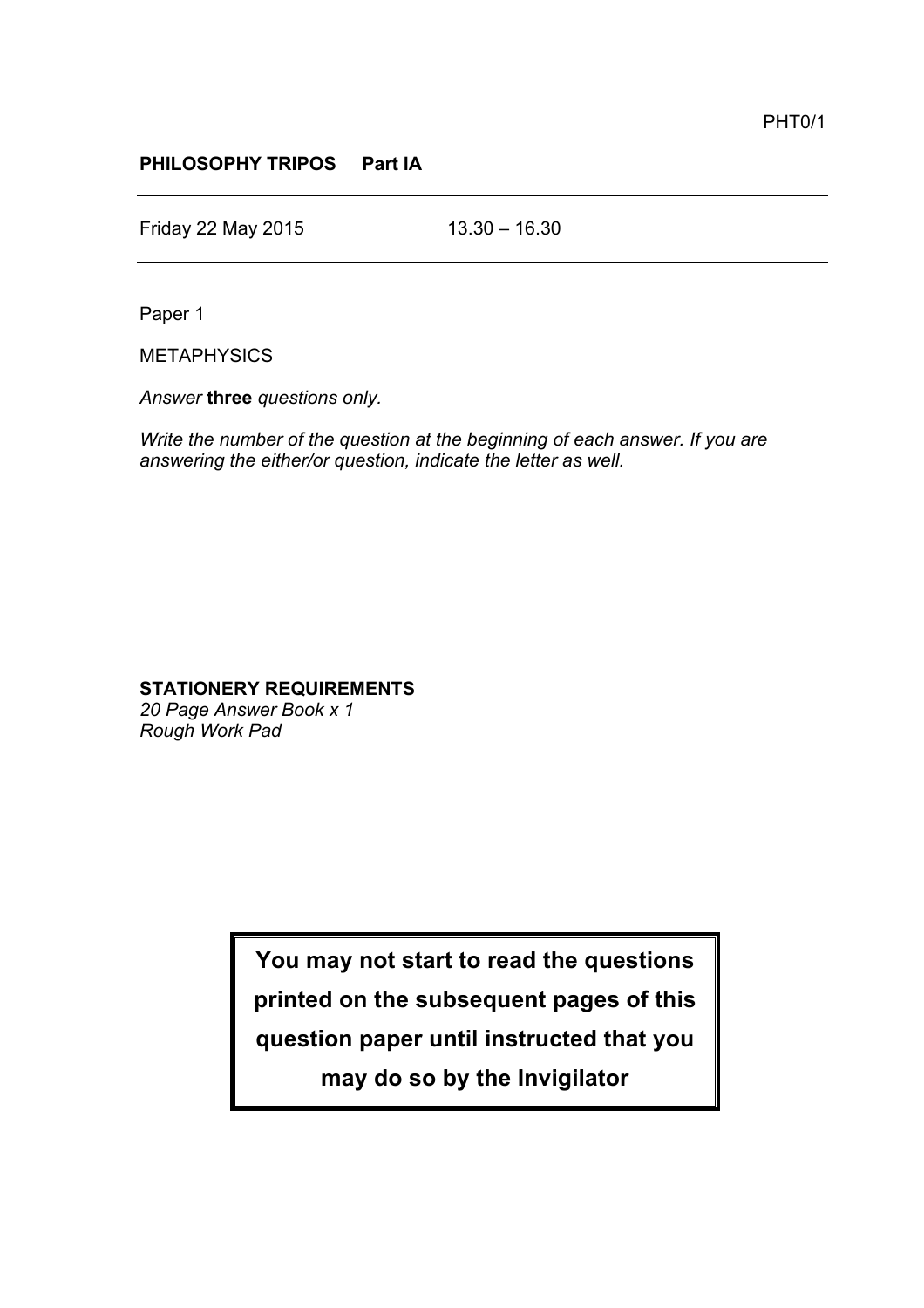PHT0/1

**PHILOSOPHY TRIPOS Part IA**

---

Friday 22 May 2015 13.30 – 16.30

---

Paper 1

METAPHYSICS

*Answer* **three** *questions only.*

*Write the number of the question at the beginning of each answer. If you are answering the either/or question, indicate the letter as well.*

**STATIONERY REQUIREMENTS**
*20 Page Answer Book x 1*
*Rough Work Pad*

**You may not start to read the questions printed on the subsequent pages of this question paper until instructed that you may do so by the Invigilator**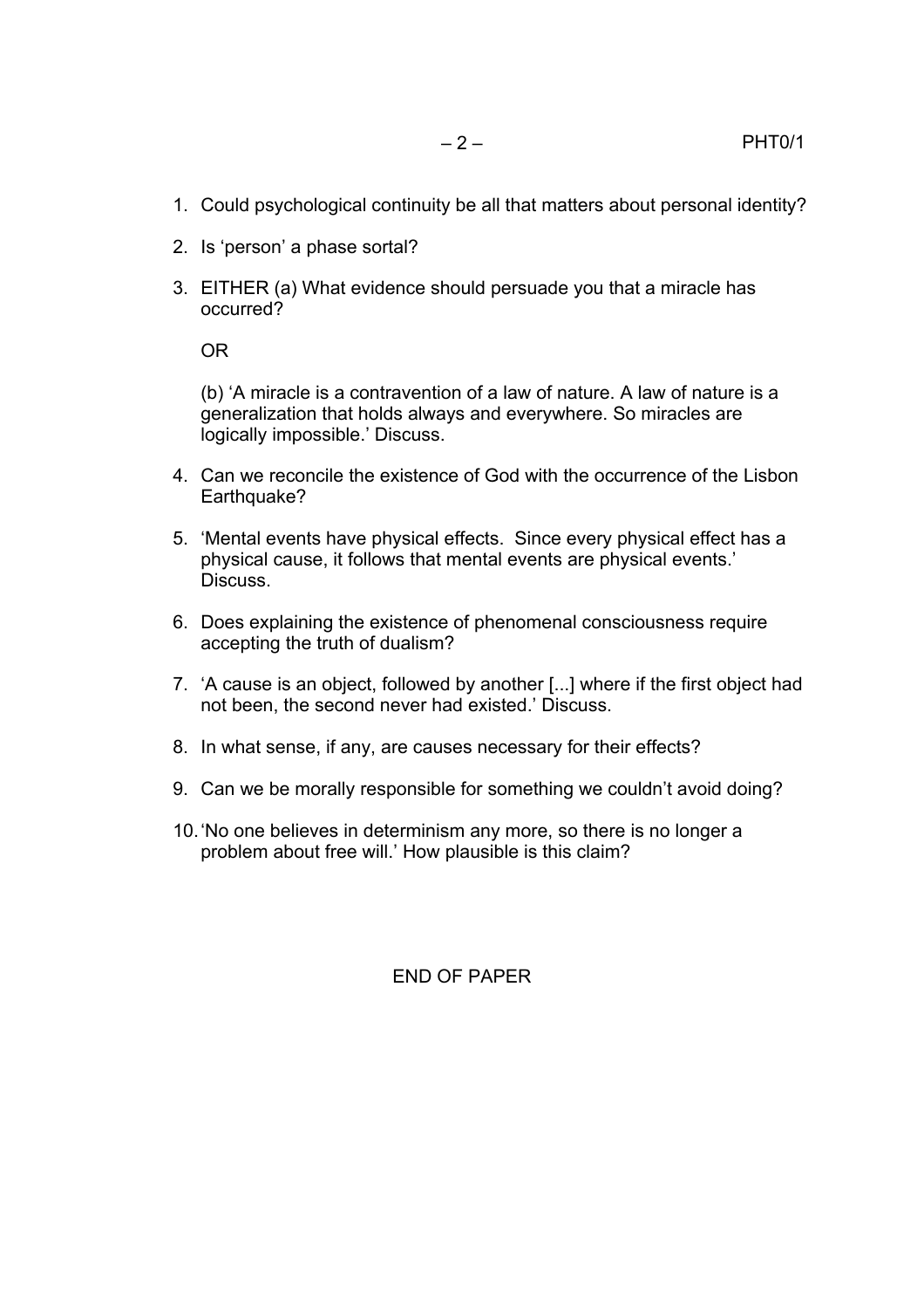1. Could psychological continuity be all that matters about personal identity?

2. Is 'person' a phase sortal?

3. EITHER (a) What evidence should persuade you that a miracle has occurred?

   OR

   (b) 'A miracle is a contravention of a law of nature. A law of nature is a generalization that holds always and everywhere. So miracles are logically impossible.' Discuss.

4. Can we reconcile the existence of God with the occurrence of the Lisbon Earthquake?

5. 'Mental events have physical effects. Since every physical effect has a physical cause, it follows that mental events are physical events.' Discuss.

6. Does explaining the existence of phenomenal consciousness require accepting the truth of dualism?

7. 'A cause is an object, followed by another [...] where if the first object had not been, the second never had existed.' Discuss.

8. In what sense, if any, are causes necessary for their effects?

9. Can we be morally responsible for something we couldn't avoid doing?

10. 'No one believes in determinism any more, so there is no longer a problem about free will.' How plausible is this claim?

END OF PAPER